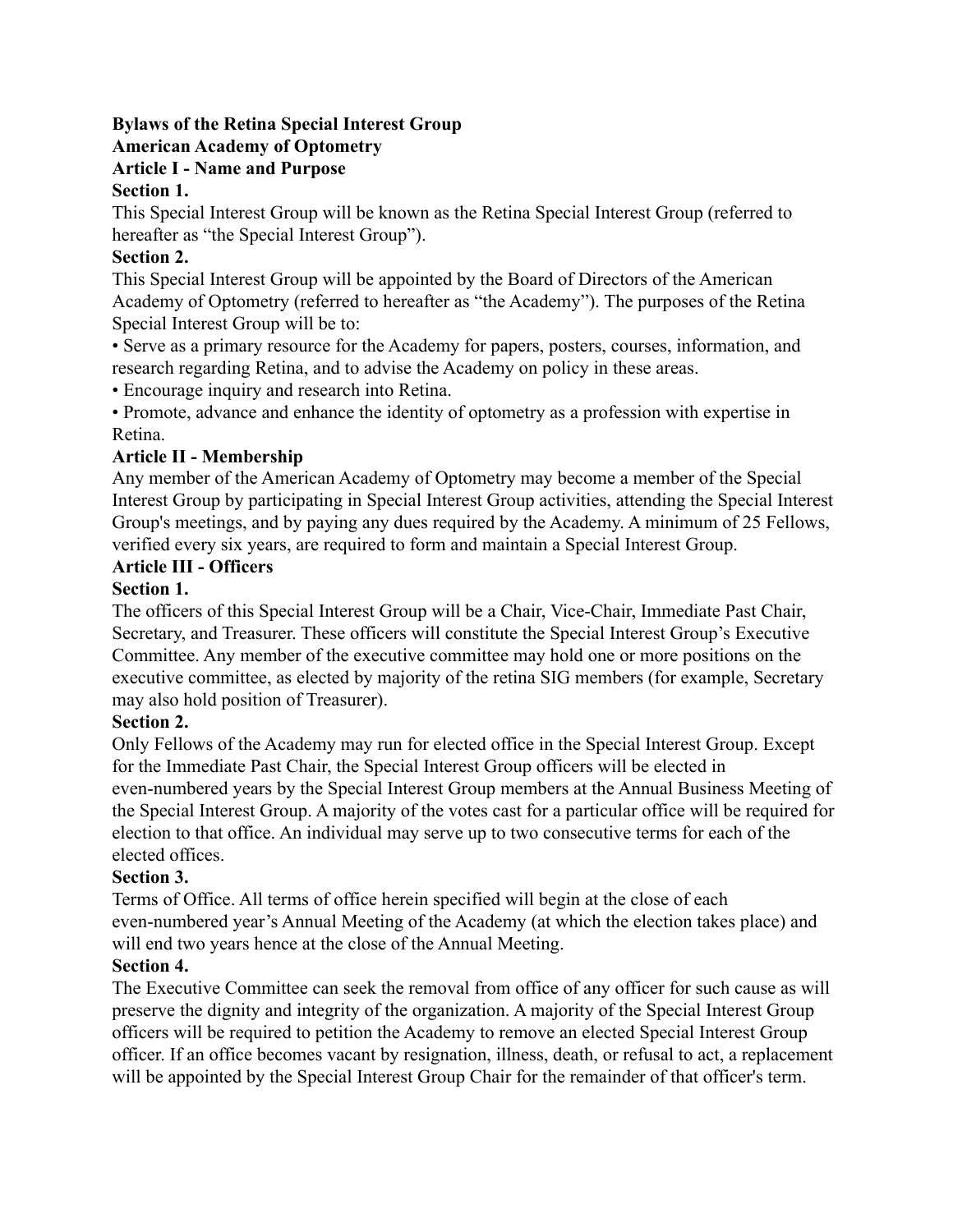**Bylaws of the Retina Special Interest Group**

**American Academy of Optometry**

## Article I - Name and Purpose

### Section 1.

This Special Interest Group will be known as the Retina Special Interest Group (referred to hereafter as “the Special Interest Group”).

### Section 2.

This Special Interest Group will be appointed by the Board of Directors of the American Academy of Optometry (referred to hereafter as “the Academy”). The purposes of the Retina Special Interest Group will be to:

- Serve as a primary resource for the Academy for papers, posters, courses, information, and research regarding Retina, and to advise the Academy on policy in these areas.
- Encourage inquiry and research into Retina.
- Promote, advance and enhance the identity of optometry as a profession with expertise in Retina.

## Article II - Membership

Any member of the American Academy of Optometry may become a member of the Special Interest Group by participating in Special Interest Group activities, attending the Special Interest Group's meetings, and by paying any dues required by the Academy. A minimum of 25 Fellows, verified every six years, are required to form and maintain a Special Interest Group.

## Article III - Officers

### Section 1.

The officers of this Special Interest Group will be a Chair, Vice-Chair, Immediate Past Chair, Secretary, and Treasurer. These officers will constitute the Special Interest Group’s Executive Committee. Any member of the executive committee may hold one or more positions on the executive committee, as elected by majority of the retina SIG members (for example, Secretary may also hold position of Treasurer).

### Section 2.

Only Fellows of the Academy may run for elected office in the Special Interest Group. Except for the Immediate Past Chair, the Special Interest Group officers will be elected in even-numbered years by the Special Interest Group members at the Annual Business Meeting of the Special Interest Group. A majority of the votes cast for a particular office will be required for election to that office. An individual may serve up to two consecutive terms for each of the elected offices.

### Section 3.

Terms of Office. All terms of office herein specified will begin at the close of each even-numbered year’s Annual Meeting of the Academy (at which the election takes place) and will end two years hence at the close of the Annual Meeting.

### Section 4.

The Executive Committee can seek the removal from office of any officer for such cause as will preserve the dignity and integrity of the organization. A majority of the Special Interest Group officers will be required to petition the Academy to remove an elected Special Interest Group officer. If an office becomes vacant by resignation, illness, death, or refusal to act, a replacement will be appointed by the Special Interest Group Chair for the remainder of that officer's term.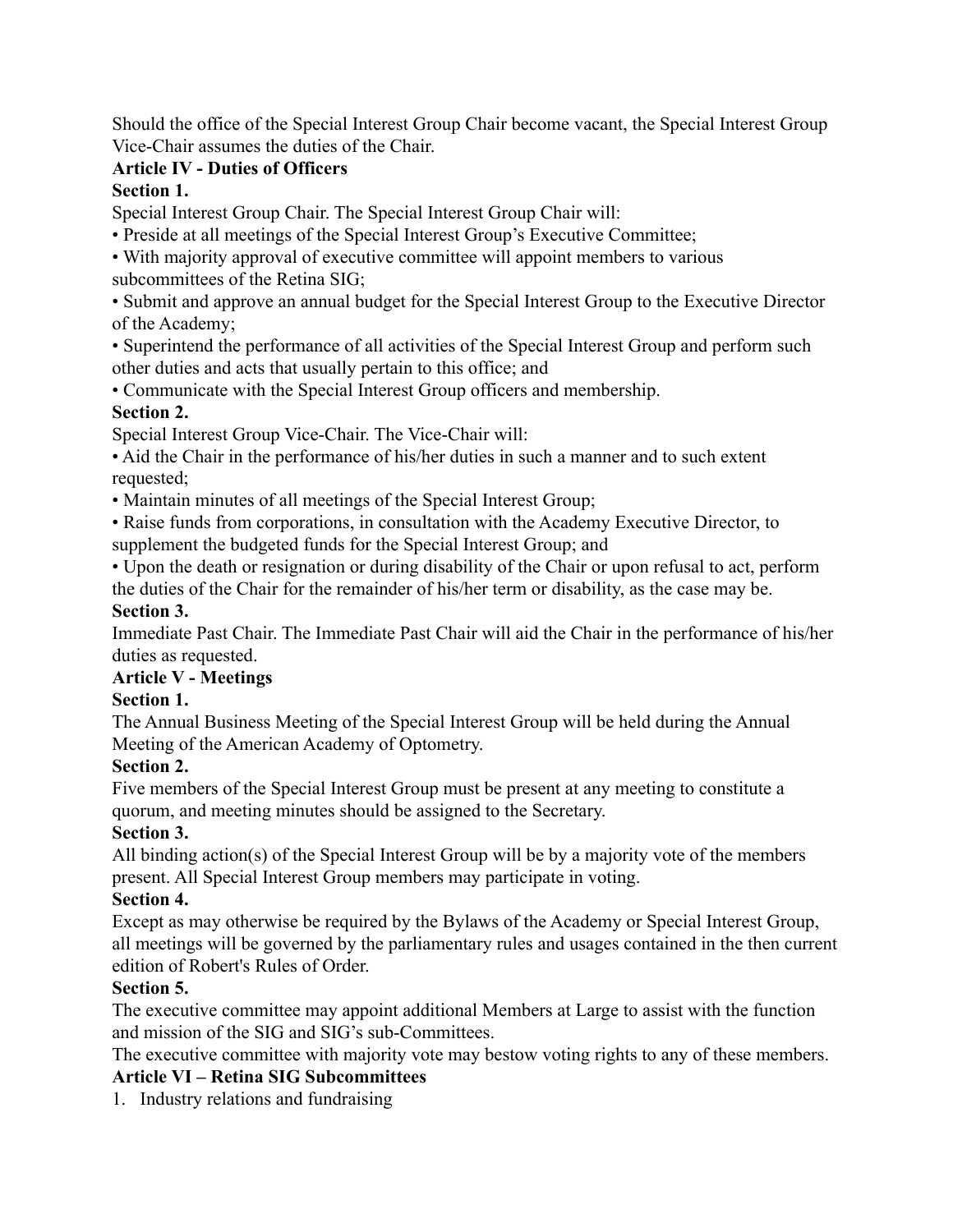Should the office of the Special Interest Group Chair become vacant, the Special Interest Group Vice-Chair assumes the duties of the Chair.

## Article IV - Duties of Officers

### Section 1.

Special Interest Group Chair. The Special Interest Group Chair will:

- Preside at all meetings of the Special Interest Group's Executive Committee;
- With majority approval of executive committee will appoint members to various subcommittees of the Retina SIG;
- Submit and approve an annual budget for the Special Interest Group to the Executive Director of the Academy;
- Superintend the performance of all activities of the Special Interest Group and perform such other duties and acts that usually pertain to this office; and
- Communicate with the Special Interest Group officers and membership.

### Section 2.

Special Interest Group Vice-Chair. The Vice-Chair will:

- Aid the Chair in the performance of his/her duties in such a manner and to such extent requested;
- Maintain minutes of all meetings of the Special Interest Group;
- Raise funds from corporations, in consultation with the Academy Executive Director, to supplement the budgeted funds for the Special Interest Group; and
- Upon the death or resignation or during disability of the Chair or upon refusal to act, perform the duties of the Chair for the remainder of his/her term or disability, as the case may be.

### Section 3.

Immediate Past Chair. The Immediate Past Chair will aid the Chair in the performance of his/her duties as requested.

## Article V - Meetings

### Section 1.

The Annual Business Meeting of the Special Interest Group will be held during the Annual Meeting of the American Academy of Optometry.

### Section 2.

Five members of the Special Interest Group must be present at any meeting to constitute a quorum, and meeting minutes should be assigned to the Secretary.

### Section 3.

All binding action(s) of the Special Interest Group will be by a majority vote of the members present. All Special Interest Group members may participate in voting.

### Section 4.

Except as may otherwise be required by the Bylaws of the Academy or Special Interest Group, all meetings will be governed by the parliamentary rules and usages contained in the then current edition of Robert's Rules of Order.

### Section 5.

The executive committee may appoint additional Members at Large to assist with the function and mission of the SIG and SIG's sub-Committees.

The executive committee with majority vote may bestow voting rights to any of these members.

## Article VI – Retina SIG Subcommittees

1. Industry relations and fundraising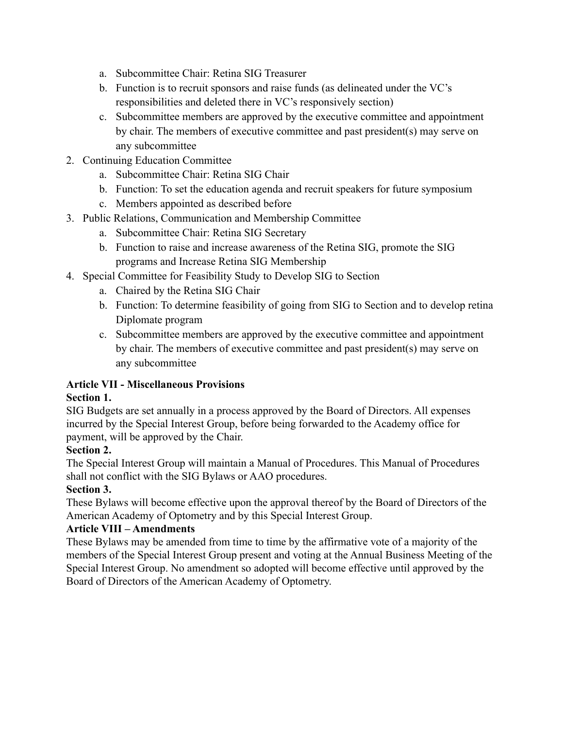a. Subcommittee Chair: Retina SIG Treasurer
   b. Function is to recruit sponsors and raise funds (as delineated under the VC's responsibilities and deleted there in VC's responsively section)
   c. Subcommittee members are approved by the executive committee and appointment by chair. The members of executive committee and past president(s) may serve on any subcommittee
2. Continuing Education Committee
   a. Subcommittee Chair: Retina SIG Chair
   b. Function: To set the education agenda and recruit speakers for future symposium
   c. Members appointed as described before
3. Public Relations, Communication and Membership Committee
   a. Subcommittee Chair: Retina SIG Secretary
   b. Function to raise and increase awareness of the Retina SIG, promote the SIG programs and Increase Retina SIG Membership
4. Special Committee for Feasibility Study to Develop SIG to Section
   a. Chaired by the Retina SIG Chair
   b. Function: To determine feasibility of going from SIG to Section and to develop retina Diplomate program
   c. Subcommittee members are approved by the executive committee and appointment by chair. The members of executive committee and past president(s) may serve on any subcommittee

**Article VII - Miscellaneous Provisions**

**Section 1.**

SIG Budgets are set annually in a process approved by the Board of Directors. All expenses incurred by the Special Interest Group, before being forwarded to the Academy office for payment, will be approved by the Chair.

**Section 2.**

The Special Interest Group will maintain a Manual of Procedures. This Manual of Procedures shall not conflict with the SIG Bylaws or AAO procedures.

**Section 3.**

These Bylaws will become effective upon the approval thereof by the Board of Directors of the American Academy of Optometry and by this Special Interest Group.

**Article VIII – Amendments**

These Bylaws may be amended from time to time by the affirmative vote of a majority of the members of the Special Interest Group present and voting at the Annual Business Meeting of the Special Interest Group. No amendment so adopted will become effective until approved by the Board of Directors of the American Academy of Optometry.